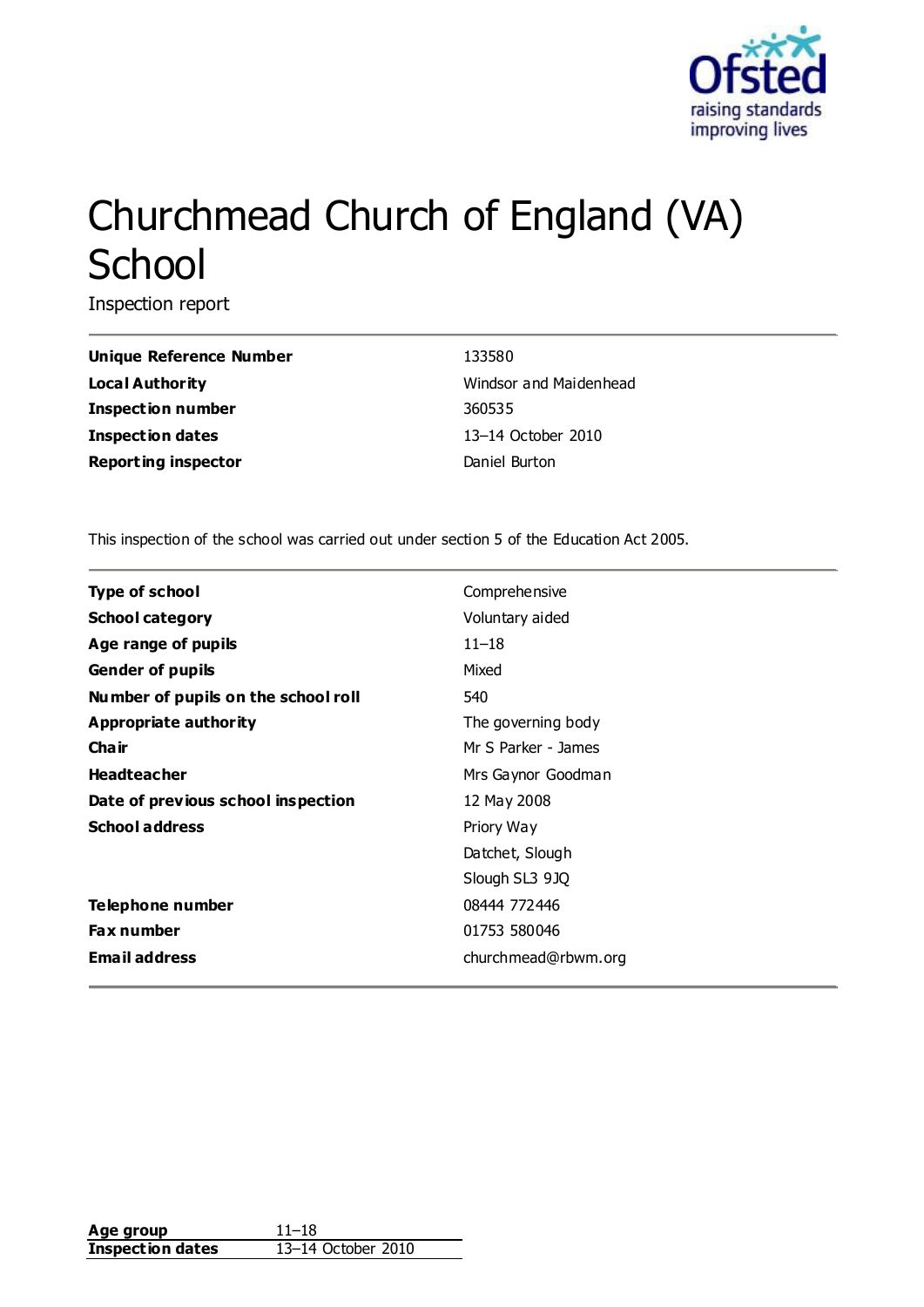# Churchmead Church of England (VA) School

Inspection report

| | |
|---|---|
| **Unique Reference Number** | 133580 |
| **Local Authority** | Windsor and Maidenhead |
| **Inspection number** | 360535 |
| **Inspection dates** | 13–14 October 2010 |
| **Reporting inspector** | Daniel Burton |

This inspection of the school was carried out under section 5 of the Education Act 2005.

| | |
|---|---|
| **Type of school** | Comprehensive |
| **School category** | Voluntary aided |
| **Age range of pupils** | 11–18 |
| **Gender of pupils** | Mixed |
| **Number of pupils on the school roll** | 540 |
| **Appropriate authority** | The governing body |
| **Chair** | Mr S Parker - James |
| **Headteacher** | Mrs Gaynor Goodman |
| **Date of previous school inspection** | 12 May 2008 |
| **School address** | Priory Way<br>Datchet, Slough<br>Slough SL3 9JQ |
| **Telephone number** | 08444 772446 |
| **Fax number** | 01753 580046 |
| **Email address** | churchmead@rbwm.org |

| | |
|---|---|
| **Age group** | 11–18 |
| **Inspection dates** | 13–14 October 2010 |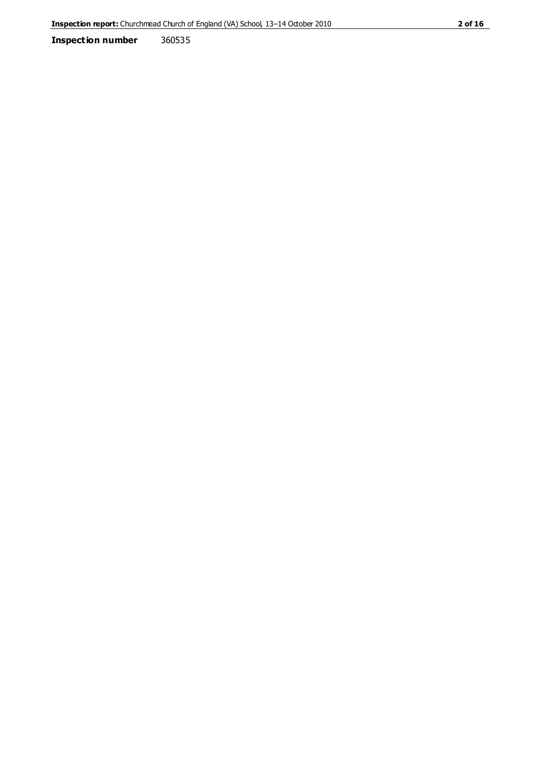**Inspection number** 360535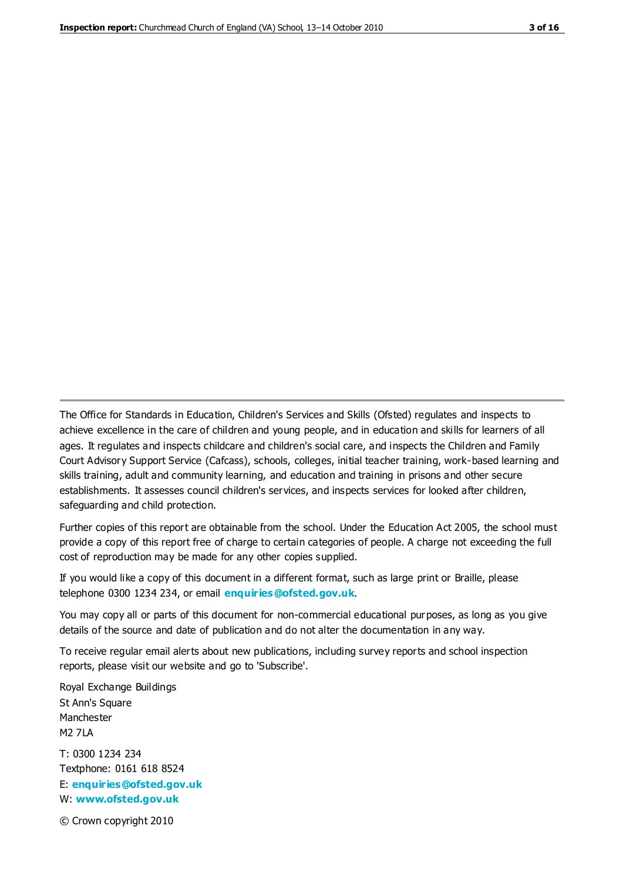The Office for Standards in Education, Children's Services and Skills (Ofsted) regulates and inspects to achieve excellence in the care of children and young people, and in education and skills for learners of all ages. It regulates and inspects childcare and children's social care, and inspects the Children and Family Court Advisory Support Service (Cafcass), schools, colleges, initial teacher training, work-based learning and skills training, adult and community learning, and education and training in prisons and other secure establishments. It assesses council children's services, and inspects services for looked after children, safeguarding and child protection.

Further copies of this report are obtainable from the school. Under the Education Act 2005, the school must provide a copy of this report free of charge to certain categories of people. A charge not exceeding the full cost of reproduction may be made for any other copies supplied.

If you would like a copy of this document in a different format, such as large print or Braille, please telephone 0300 1234 234, or email **enquiries@ofsted.gov.uk**.

You may copy all or parts of this document for non-commercial educational purposes, as long as you give details of the source and date of publication and do not alter the documentation in any way.

To receive regular email alerts about new publications, including survey reports and school inspection reports, please visit our website and go to 'Subscribe'.

Royal Exchange Buildings
St Ann's Square
Manchester
M2 7LA

T: 0300 1234 234
Textphone: 0161 618 8524
E: **enquiries@ofsted.gov.uk**
W: **www.ofsted.gov.uk**

© Crown copyright 2010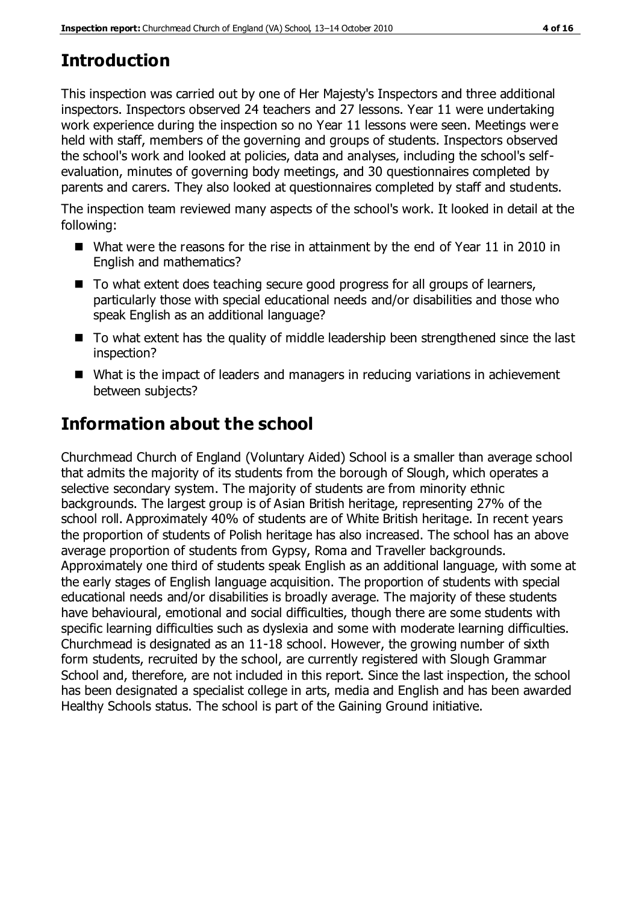## Introduction

This inspection was carried out by one of Her Majesty's Inspectors and three additional inspectors. Inspectors observed 24 teachers and 27 lessons. Year 11 were undertaking work experience during the inspection so no Year 11 lessons were seen. Meetings were held with staff, members of the governing and groups of students. Inspectors observed the school's work and looked at policies, data and analyses, including the school's self-evaluation, minutes of governing body meetings, and 30 questionnaires completed by parents and carers. They also looked at questionnaires completed by staff and students.

The inspection team reviewed many aspects of the school's work. It looked in detail at the following:

- What were the reasons for the rise in attainment by the end of Year 11 in 2010 in English and mathematics?
- To what extent does teaching secure good progress for all groups of learners, particularly those with special educational needs and/or disabilities and those who speak English as an additional language?
- To what extent has the quality of middle leadership been strengthened since the last inspection?
- What is the impact of leaders and managers in reducing variations in achievement between subjects?

## Information about the school

Churchmead Church of England (Voluntary Aided) School is a smaller than average school that admits the majority of its students from the borough of Slough, which operates a selective secondary system. The majority of students are from minority ethnic backgrounds. The largest group is of Asian British heritage, representing 27% of the school roll. Approximately 40% of students are of White British heritage. In recent years the proportion of students of Polish heritage has also increased. The school has an above average proportion of students from Gypsy, Roma and Traveller backgrounds. Approximately one third of students speak English as an additional language, with some at the early stages of English language acquisition. The proportion of students with special educational needs and/or disabilities is broadly average. The majority of these students have behavioural, emotional and social difficulties, though there are some students with specific learning difficulties such as dyslexia and some with moderate learning difficulties. Churchmead is designated as an 11-18 school. However, the growing number of sixth form students, recruited by the school, are currently registered with Slough Grammar School and, therefore, are not included in this report. Since the last inspection, the school has been designated a specialist college in arts, media and English and has been awarded Healthy Schools status. The school is part of the Gaining Ground initiative.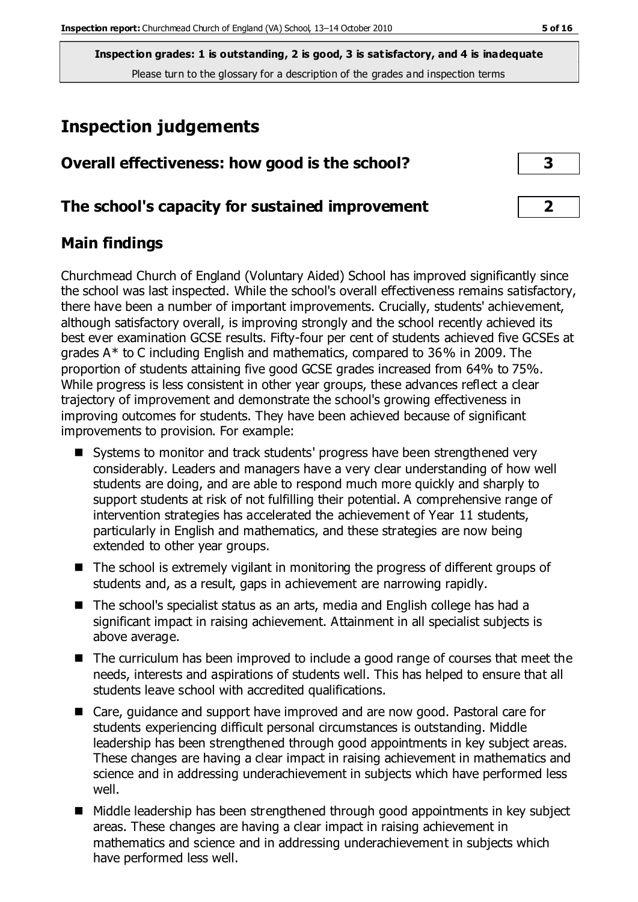**Inspection grades: 1 is outstanding, 2 is good, 3 is satisfactory, and 4 is inadequate**
Please turn to the glossary for a description of the grades and inspection terms

# Inspection judgements

## Overall effectiveness: how good is the school? — 3

## The school's capacity for sustained improvement — 2

## Main findings

Churchmead Church of England (Voluntary Aided) School has improved significantly since the school was last inspected. While the school's overall effectiveness remains satisfactory, there have been a number of important improvements. Crucially, students' achievement, although satisfactory overall, is improving strongly and the school recently achieved its best ever examination GCSE results. Fifty-four per cent of students achieved five GCSEs at grades A* to C including English and mathematics, compared to 36% in 2009. The proportion of students attaining five good GCSE grades increased from 64% to 75%. While progress is less consistent in other year groups, these advances reflect a clear trajectory of improvement and demonstrate the school's growing effectiveness in improving outcomes for students. They have been achieved because of significant improvements to provision. For example:

- Systems to monitor and track students' progress have been strengthened very considerably. Leaders and managers have a very clear understanding of how well students are doing, and are able to respond much more quickly and sharply to support students at risk of not fulfilling their potential. A comprehensive range of intervention strategies has accelerated the achievement of Year 11 students, particularly in English and mathematics, and these strategies are now being extended to other year groups.
- The school is extremely vigilant in monitoring the progress of different groups of students and, as a result, gaps in achievement are narrowing rapidly.
- The school's specialist status as an arts, media and English college has had a significant impact in raising achievement. Attainment in all specialist subjects is above average.
- The curriculum has been improved to include a good range of courses that meet the needs, interests and aspirations of students well. This has helped to ensure that all students leave school with accredited qualifications.
- Care, guidance and support have improved and are now good. Pastoral care for students experiencing difficult personal circumstances is outstanding. Middle leadership has been strengthened through good appointments in key subject areas. These changes are having a clear impact in raising achievement in mathematics and science and in addressing underachievement in subjects which have performed less well.
- Middle leadership has been strengthened through good appointments in key subject areas. These changes are having a clear impact in raising achievement in mathematics and science and in addressing underachievement in subjects which have performed less well.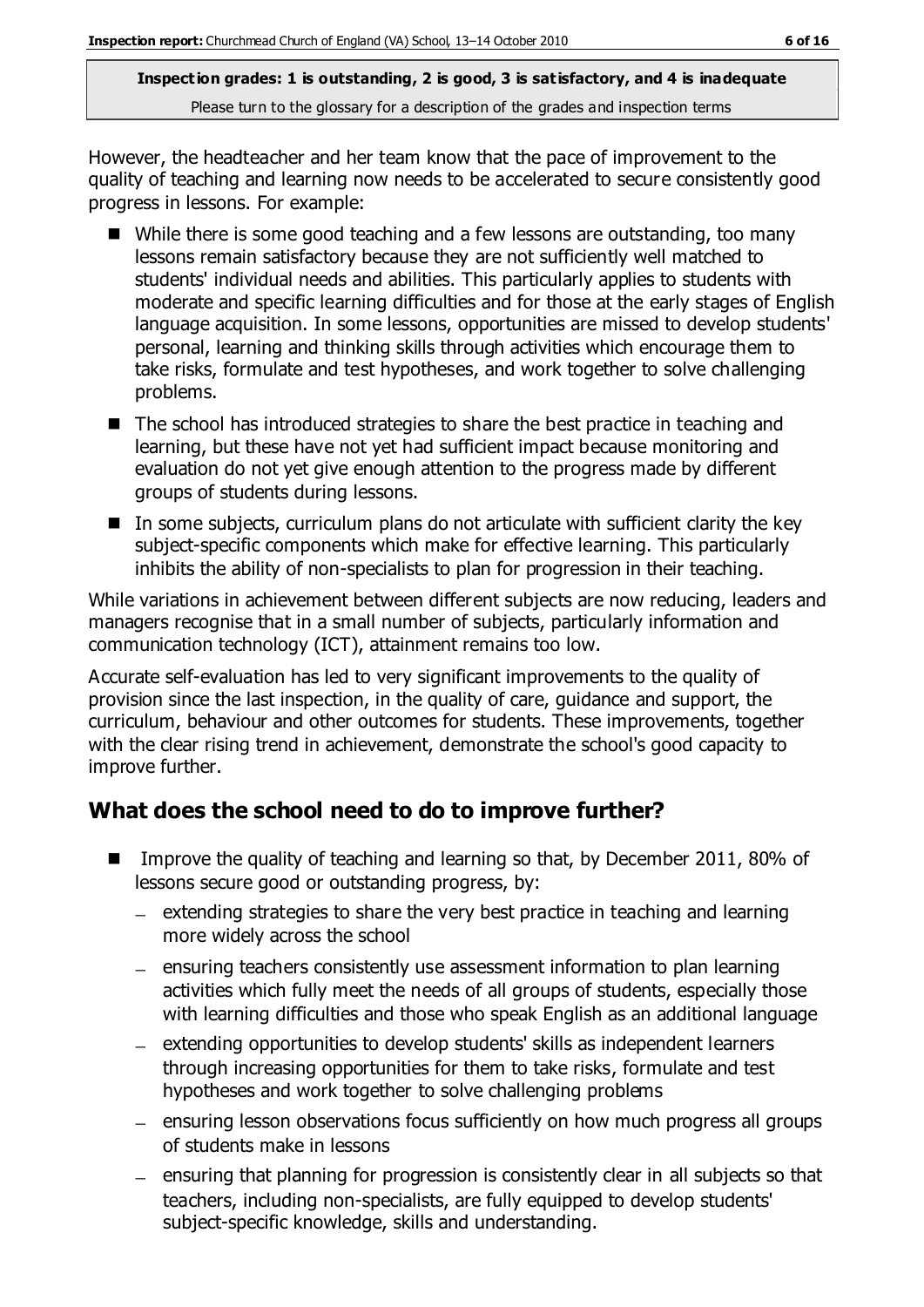However, the headteacher and her team know that the pace of improvement to the quality of teaching and learning now needs to be accelerated to secure consistently good progress in lessons. For example:

- While there is some good teaching and a few lessons are outstanding, too many lessons remain satisfactory because they are not sufficiently well matched to students' individual needs and abilities. This particularly applies to students with moderate and specific learning difficulties and for those at the early stages of English language acquisition. In some lessons, opportunities are missed to develop students' personal, learning and thinking skills through activities which encourage them to take risks, formulate and test hypotheses, and work together to solve challenging problems.
- The school has introduced strategies to share the best practice in teaching and learning, but these have not yet had sufficient impact because monitoring and evaluation do not yet give enough attention to the progress made by different groups of students during lessons.
- In some subjects, curriculum plans do not articulate with sufficient clarity the key subject-specific components which make for effective learning. This particularly inhibits the ability of non-specialists to plan for progression in their teaching.

While variations in achievement between different subjects are now reducing, leaders and managers recognise that in a small number of subjects, particularly information and communication technology (ICT), attainment remains too low.

Accurate self-evaluation has led to very significant improvements to the quality of provision since the last inspection, in the quality of care, guidance and support, the curriculum, behaviour and other outcomes for students. These improvements, together with the clear rising trend in achievement, demonstrate the school's good capacity to improve further.

## What does the school need to do to improve further?

- Improve the quality of teaching and learning so that, by December 2011, 80% of lessons secure good or outstanding progress, by:
  - extending strategies to share the very best practice in teaching and learning more widely across the school
  - ensuring teachers consistently use assessment information to plan learning activities which fully meet the needs of all groups of students, especially those with learning difficulties and those who speak English as an additional language
  - extending opportunities to develop students' skills as independent learners through increasing opportunities for them to take risks, formulate and test hypotheses and work together to solve challenging problems
  - ensuring lesson observations focus sufficiently on how much progress all groups of students make in lessons
  - ensuring that planning for progression is consistently clear in all subjects so that teachers, including non-specialists, are fully equipped to develop students' subject-specific knowledge, skills and understanding.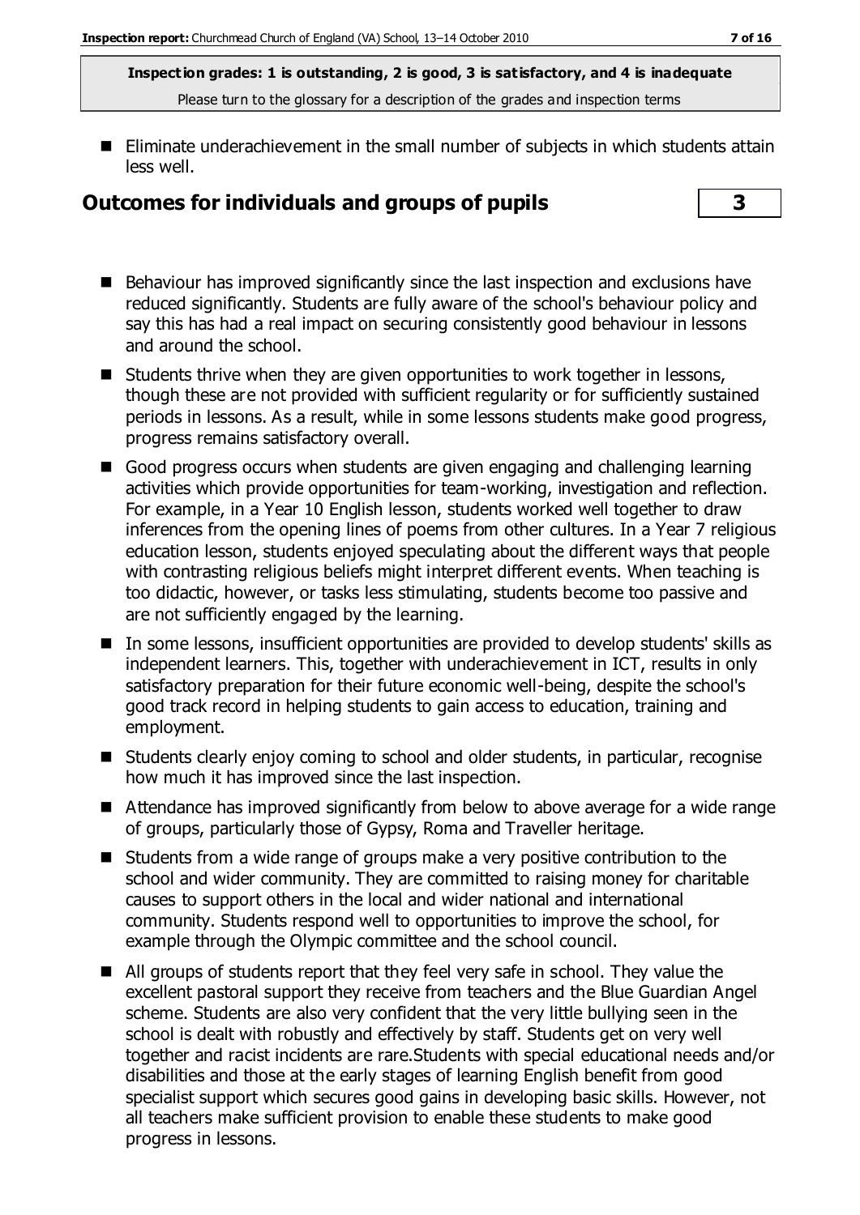**Inspection grades: 1 is outstanding, 2 is good, 3 is satisfactory, and 4 is inadequate**
Please turn to the glossary for a description of the grades and inspection terms

- Eliminate underachievement in the small number of subjects in which students attain less well.

## Outcomes for individuals and groups of pupils | 3

- Behaviour has improved significantly since the last inspection and exclusions have reduced significantly. Students are fully aware of the school's behaviour policy and say this has had a real impact on securing consistently good behaviour in lessons and around the school.
- Students thrive when they are given opportunities to work together in lessons, though these are not provided with sufficient regularity or for sufficiently sustained periods in lessons. As a result, while in some lessons students make good progress, progress remains satisfactory overall.
- Good progress occurs when students are given engaging and challenging learning activities which provide opportunities for team-working, investigation and reflection. For example, in a Year 10 English lesson, students worked well together to draw inferences from the opening lines of poems from other cultures. In a Year 7 religious education lesson, students enjoyed speculating about the different ways that people with contrasting religious beliefs might interpret different events. When teaching is too didactic, however, or tasks less stimulating, students become too passive and are not sufficiently engaged by the learning.
- In some lessons, insufficient opportunities are provided to develop students' skills as independent learners. This, together with underachievement in ICT, results in only satisfactory preparation for their future economic well-being, despite the school's good track record in helping students to gain access to education, training and employment.
- Students clearly enjoy coming to school and older students, in particular, recognise how much it has improved since the last inspection.
- Attendance has improved significantly from below to above average for a wide range of groups, particularly those of Gypsy, Roma and Traveller heritage.
- Students from a wide range of groups make a very positive contribution to the school and wider community. They are committed to raising money for charitable causes to support others in the local and wider national and international community. Students respond well to opportunities to improve the school, for example through the Olympic committee and the school council.
- All groups of students report that they feel very safe in school. They value the excellent pastoral support they receive from teachers and the Blue Guardian Angel scheme. Students are also very confident that the very little bullying seen in the school is dealt with robustly and effectively by staff. Students get on very well together and racist incidents are rare.Students with special educational needs and/or disabilities and those at the early stages of learning English benefit from good specialist support which secures good gains in developing basic skills. However, not all teachers make sufficient provision to enable these students to make good progress in lessons.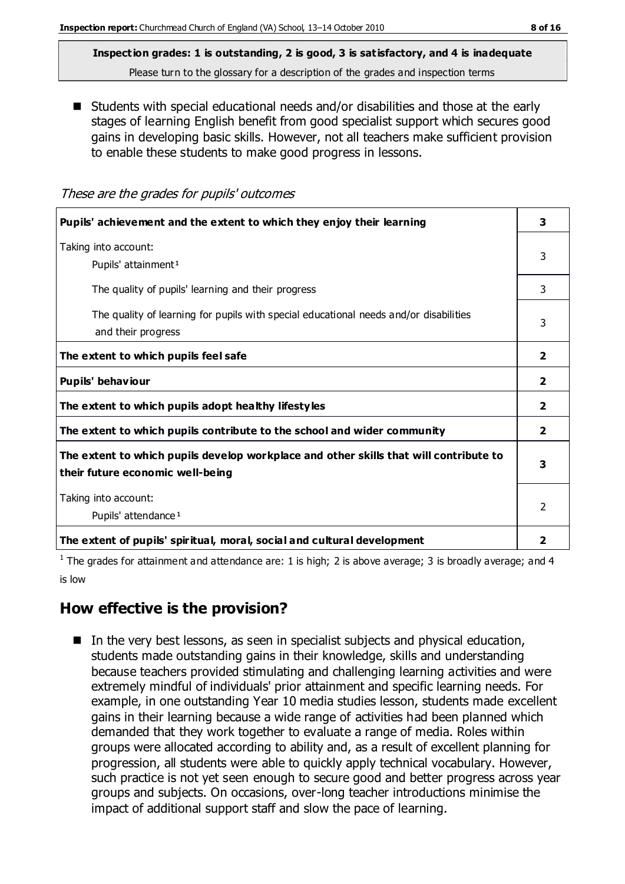**Inspection grades: 1 is outstanding, 2 is good, 3 is satisfactory, and 4 is inadequate**
Please turn to the glossary for a description of the grades and inspection terms

- Students with special educational needs and/or disabilities and those at the early stages of learning English benefit from good specialist support which secures good gains in developing basic skills. However, not all teachers make sufficient provision to enable these students to make good progress in lessons.

*These are the grades for pupils' outcomes*

| | |
|---|---|
| **Pupils' achievement and the extent to which they enjoy their learning** | **3** |
| Taking into account: Pupils' attainment [1] | 3 |
| The quality of pupils' learning and their progress | 3 |
| The quality of learning for pupils with special educational needs and/or disabilities and their progress | 3 |
| **The extent to which pupils feel safe** | **2** |
| **Pupils' behaviour** | **2** |
| **The extent to which pupils adopt healthy lifestyles** | **2** |
| **The extent to which pupils contribute to the school and wider community** | **2** |
| **The extent to which pupils develop workplace and other skills that will contribute to their future economic well-being** | **3** |
| Taking into account: Pupils' attendance [1] | 2 |
| **The extent of pupils' spiritual, moral, social and cultural development** | **2** |

[1] The grades for attainment and attendance are: 1 is high; 2 is above average; 3 is broadly average; and 4 is low

## How effective is the provision?

- In the very best lessons, as seen in specialist subjects and physical education, students made outstanding gains in their knowledge, skills and understanding because teachers provided stimulating and challenging learning activities and were extremely mindful of individuals' prior attainment and specific learning needs. For example, in one outstanding Year 10 media studies lesson, students made excellent gains in their learning because a wide range of activities had been planned which demanded that they work together to evaluate a range of media. Roles within groups were allocated according to ability and, as a result of excellent planning for progression, all students were able to quickly apply technical vocabulary. However, such practice is not yet seen enough to secure good and better progress across year groups and subjects. On occasions, over-long teacher introductions minimise the impact of additional support staff and slow the pace of learning.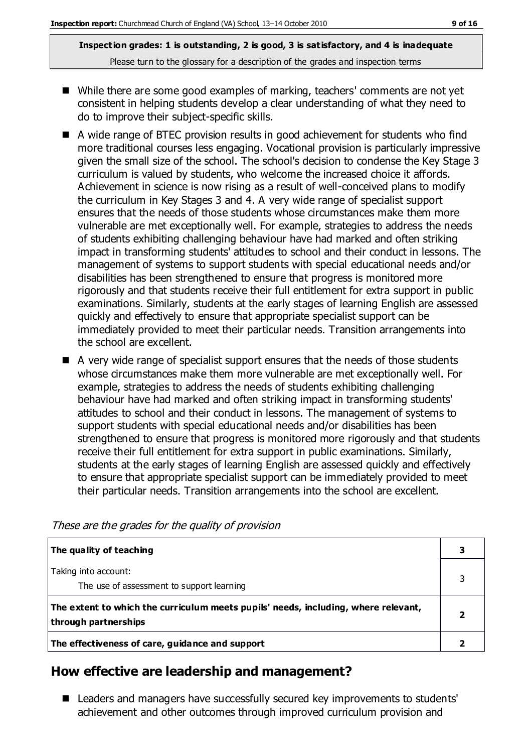**Inspection grades: 1 is outstanding, 2 is good, 3 is satisfactory, and 4 is inadequate**
Please turn to the glossary for a description of the grades and inspection terms

- While there are some good examples of marking, teachers' comments are not yet consistent in helping students develop a clear understanding of what they need to do to improve their subject-specific skills.
- A wide range of BTEC provision results in good achievement for students who find more traditional courses less engaging. Vocational provision is particularly impressive given the small size of the school. The school's decision to condense the Key Stage 3 curriculum is valued by students, who welcome the increased choice it affords. Achievement in science is now rising as a result of well-conceived plans to modify the curriculum in Key Stages 3 and 4. A very wide range of specialist support ensures that the needs of those students whose circumstances make them more vulnerable are met exceptionally well. For example, strategies to address the needs of students exhibiting challenging behaviour have had marked and often striking impact in transforming students' attitudes to school and their conduct in lessons. The management of systems to support students with special educational needs and/or disabilities has been strengthened to ensure that progress is monitored more rigorously and that students receive their full entitlement for extra support in public examinations. Similarly, students at the early stages of learning English are assessed quickly and effectively to ensure that appropriate specialist support can be immediately provided to meet their particular needs. Transition arrangements into the school are excellent.
- A very wide range of specialist support ensures that the needs of those students whose circumstances make them more vulnerable are met exceptionally well. For example, strategies to address the needs of students exhibiting challenging behaviour have had marked and often striking impact in transforming students' attitudes to school and their conduct in lessons. The management of systems to support students with special educational needs and/or disabilities has been strengthened to ensure that progress is monitored more rigorously and that students receive their full entitlement for extra support in public examinations. Similarly, students at the early stages of learning English are assessed quickly and effectively to ensure that appropriate specialist support can be immediately provided to meet their particular needs. Transition arrangements into the school are excellent.

*These are the grades for the quality of provision*

| | |
|---|---|
| **The quality of teaching** | **3** |
| Taking into account:<br>The use of assessment to support learning | 3 |
| **The extent to which the curriculum meets pupils' needs, including, where relevant, through partnerships** | **2** |
| **The effectiveness of care, guidance and support** | **2** |

## How effective are leadership and management?

- Leaders and managers have successfully secured key improvements to students' achievement and other outcomes through improved curriculum provision and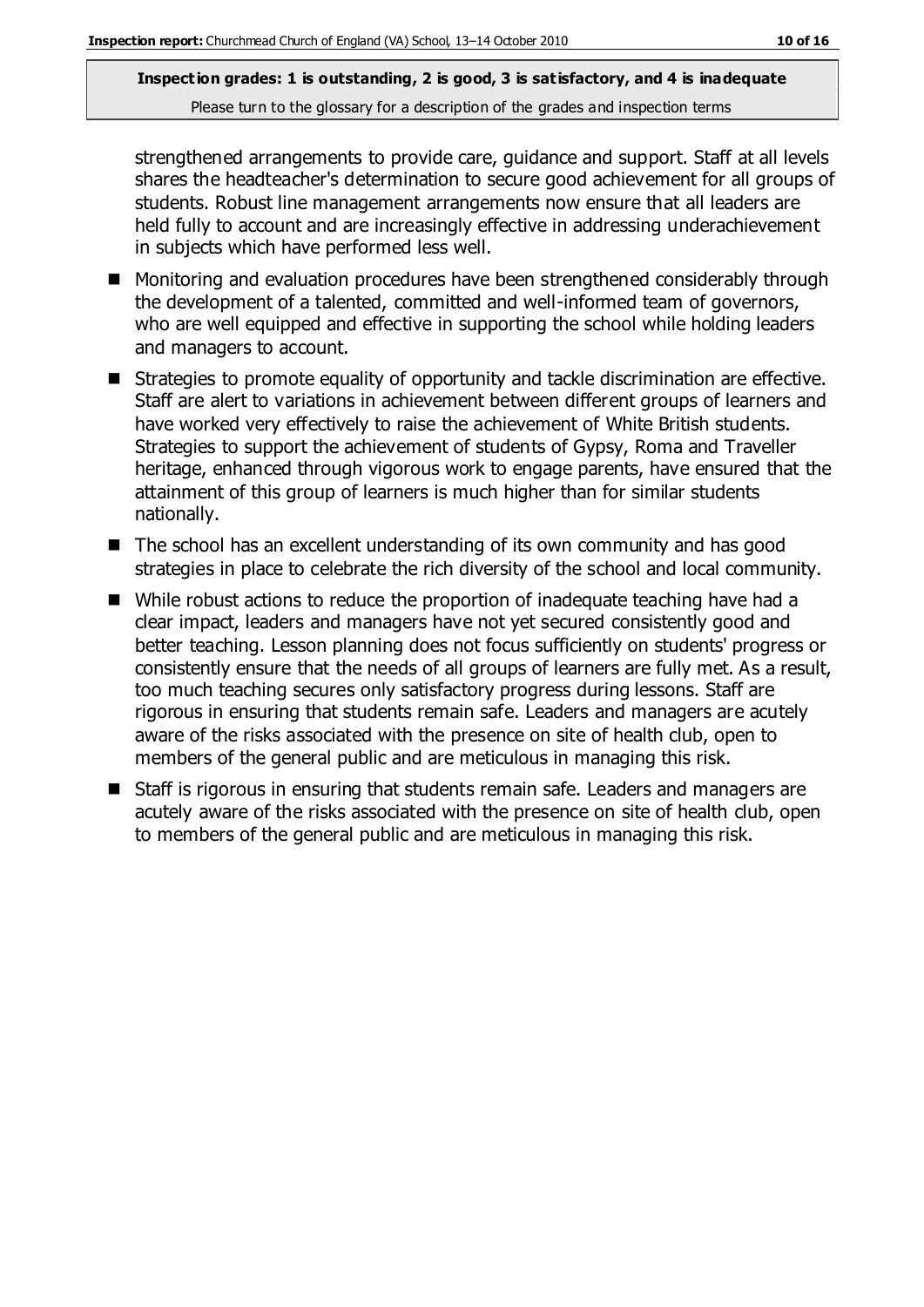strengthened arrangements to provide care, guidance and support. Staff at all levels shares the headteacher's determination to secure good achievement for all groups of students. Robust line management arrangements now ensure that all leaders are held fully to account and are increasingly effective in addressing underachievement in subjects which have performed less well.

- Monitoring and evaluation procedures have been strengthened considerably through the development of a talented, committed and well-informed team of governors, who are well equipped and effective in supporting the school while holding leaders and managers to account.
- Strategies to promote equality of opportunity and tackle discrimination are effective. Staff are alert to variations in achievement between different groups of learners and have worked very effectively to raise the achievement of White British students. Strategies to support the achievement of students of Gypsy, Roma and Traveller heritage, enhanced through vigorous work to engage parents, have ensured that the attainment of this group of learners is much higher than for similar students nationally.
- The school has an excellent understanding of its own community and has good strategies in place to celebrate the rich diversity of the school and local community.
- While robust actions to reduce the proportion of inadequate teaching have had a clear impact, leaders and managers have not yet secured consistently good and better teaching. Lesson planning does not focus sufficiently on students' progress or consistently ensure that the needs of all groups of learners are fully met. As a result, too much teaching secures only satisfactory progress during lessons. Staff are rigorous in ensuring that students remain safe. Leaders and managers are acutely aware of the risks associated with the presence on site of health club, open to members of the general public and are meticulous in managing this risk.
- Staff is rigorous in ensuring that students remain safe. Leaders and managers are acutely aware of the risks associated with the presence on site of health club, open to members of the general public and are meticulous in managing this risk.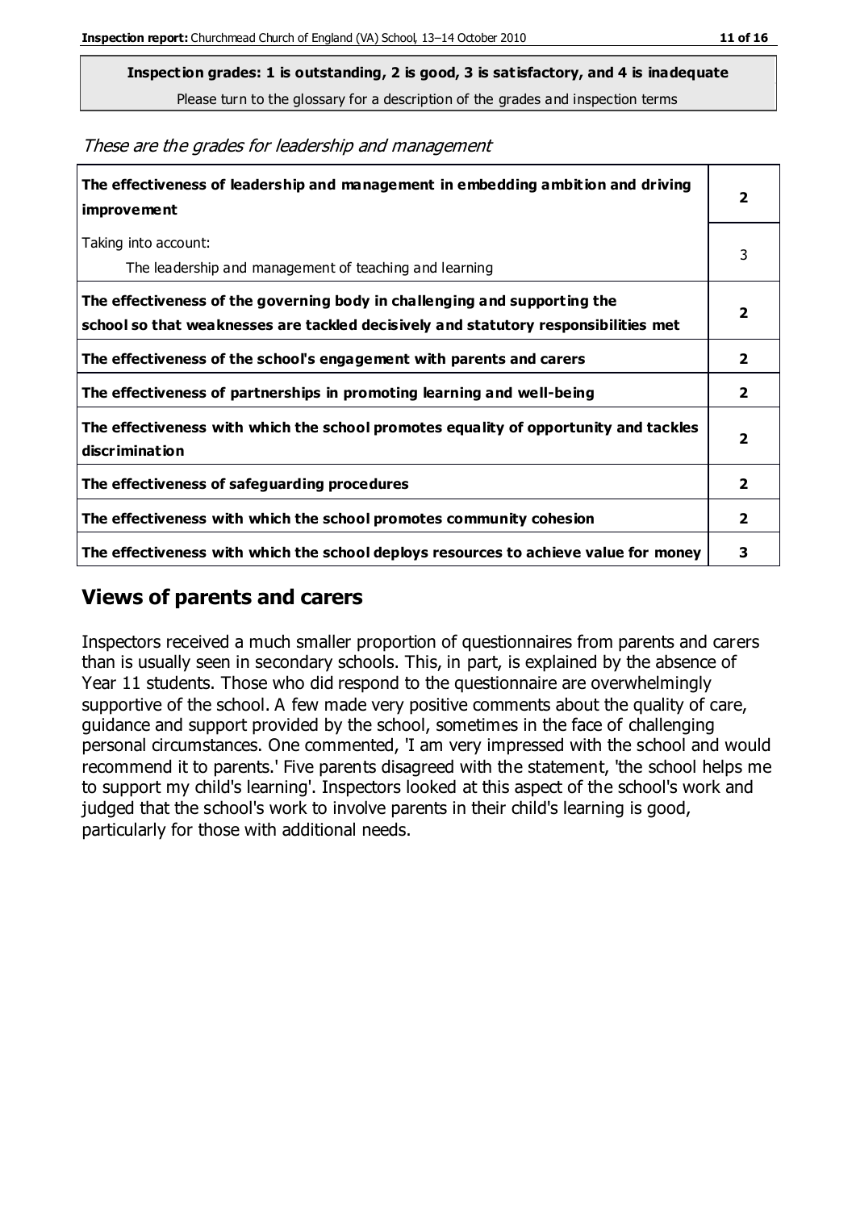**Inspection grades: 1 is outstanding, 2 is good, 3 is satisfactory, and 4 is inadequate**

Please turn to the glossary for a description of the grades and inspection terms

*These are the grades for leadership and management*

| | |
|---|---|
| **The effectiveness of leadership and management in embedding ambition and driving improvement** | **2** |
| Taking into account:<br>The leadership and management of teaching and learning | 3 |
| **The effectiveness of the governing body in challenging and supporting the school so that weaknesses are tackled decisively and statutory responsibilities met** | **2** |
| **The effectiveness of the school's engagement with parents and carers** | **2** |
| **The effectiveness of partnerships in promoting learning and well-being** | **2** |
| **The effectiveness with which the school promotes equality of opportunity and tackles discrimination** | **2** |
| **The effectiveness of safeguarding procedures** | **2** |
| **The effectiveness with which the school promotes community cohesion** | **2** |
| **The effectiveness with which the school deploys resources to achieve value for money** | **3** |

## Views of parents and carers

Inspectors received a much smaller proportion of questionnaires from parents and carers than is usually seen in secondary schools. This, in part, is explained by the absence of Year 11 students. Those who did respond to the questionnaire are overwhelmingly supportive of the school. A few made very positive comments about the quality of care, guidance and support provided by the school, sometimes in the face of challenging personal circumstances. One commented, 'I am very impressed with the school and would recommend it to parents.' Five parents disagreed with the statement, 'the school helps me to support my child's learning'. Inspectors looked at this aspect of the school's work and judged that the school's work to involve parents in their child's learning is good, particularly for those with additional needs.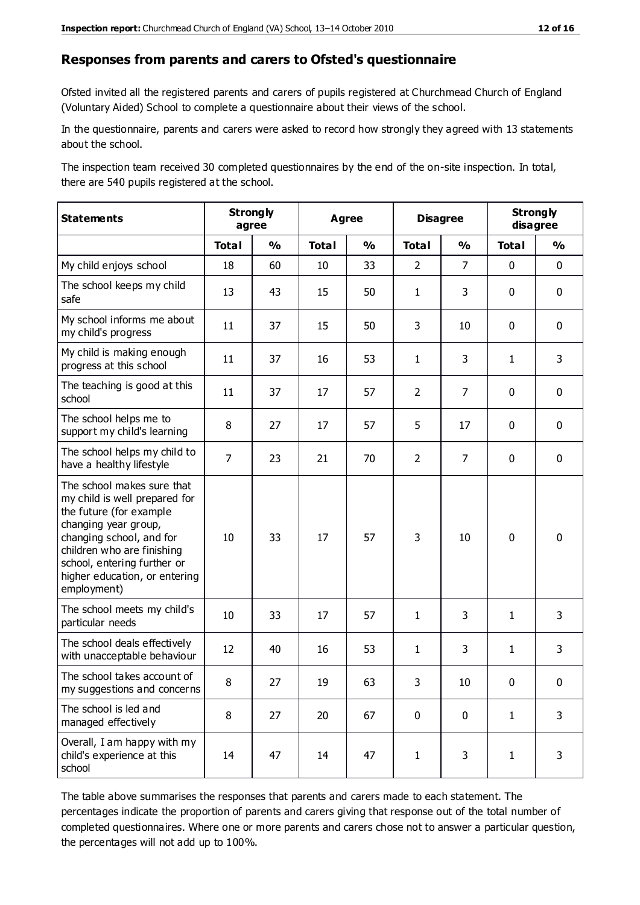## Responses from parents and carers to Ofsted's questionnaire

Ofsted invited all the registered parents and carers of pupils registered at Churchmead Church of England (Voluntary Aided) School to complete a questionnaire about their views of the school.

In the questionnaire, parents and carers were asked to record how strongly they agreed with 13 statements about the school.

The inspection team received 30 completed questionnaires by the end of the on-site inspection. In total, there are 540 pupils registered at the school.

| Statements | Strongly agree | | Agree | | Disagree | | Strongly disagree | |
|---|---|---|---|---|---|---|---|---|
| | Total | % | Total | % | Total | % | Total | % |
| My child enjoys school | 18 | 60 | 10 | 33 | 2 | 7 | 0 | 0 |
| The school keeps my child safe | 13 | 43 | 15 | 50 | 1 | 3 | 0 | 0 |
| My school informs me about my child's progress | 11 | 37 | 15 | 50 | 3 | 10 | 0 | 0 |
| My child is making enough progress at this school | 11 | 37 | 16 | 53 | 1 | 3 | 1 | 3 |
| The teaching is good at this school | 11 | 37 | 17 | 57 | 2 | 7 | 0 | 0 |
| The school helps me to support my child's learning | 8 | 27 | 17 | 57 | 5 | 17 | 0 | 0 |
| The school helps my child to have a healthy lifestyle | 7 | 23 | 21 | 70 | 2 | 7 | 0 | 0 |
| The school makes sure that my child is well prepared for the future (for example changing year group, changing school, and for children who are finishing school, entering further or higher education, or entering employment) | 10 | 33 | 17 | 57 | 3 | 10 | 0 | 0 |
| The school meets my child's particular needs | 10 | 33 | 17 | 57 | 1 | 3 | 1 | 3 |
| The school deals effectively with unacceptable behaviour | 12 | 40 | 16 | 53 | 1 | 3 | 1 | 3 |
| The school takes account of my suggestions and concerns | 8 | 27 | 19 | 63 | 3 | 10 | 0 | 0 |
| The school is led and managed effectively | 8 | 27 | 20 | 67 | 0 | 0 | 1 | 3 |
| Overall, I am happy with my child's experience at this school | 14 | 47 | 14 | 47 | 1 | 3 | 1 | 3 |

The table above summarises the responses that parents and carers made to each statement. The percentages indicate the proportion of parents and carers giving that response out of the total number of completed questionnaires. Where one or more parents and carers chose not to answer a particular question, the percentages will not add up to 100%.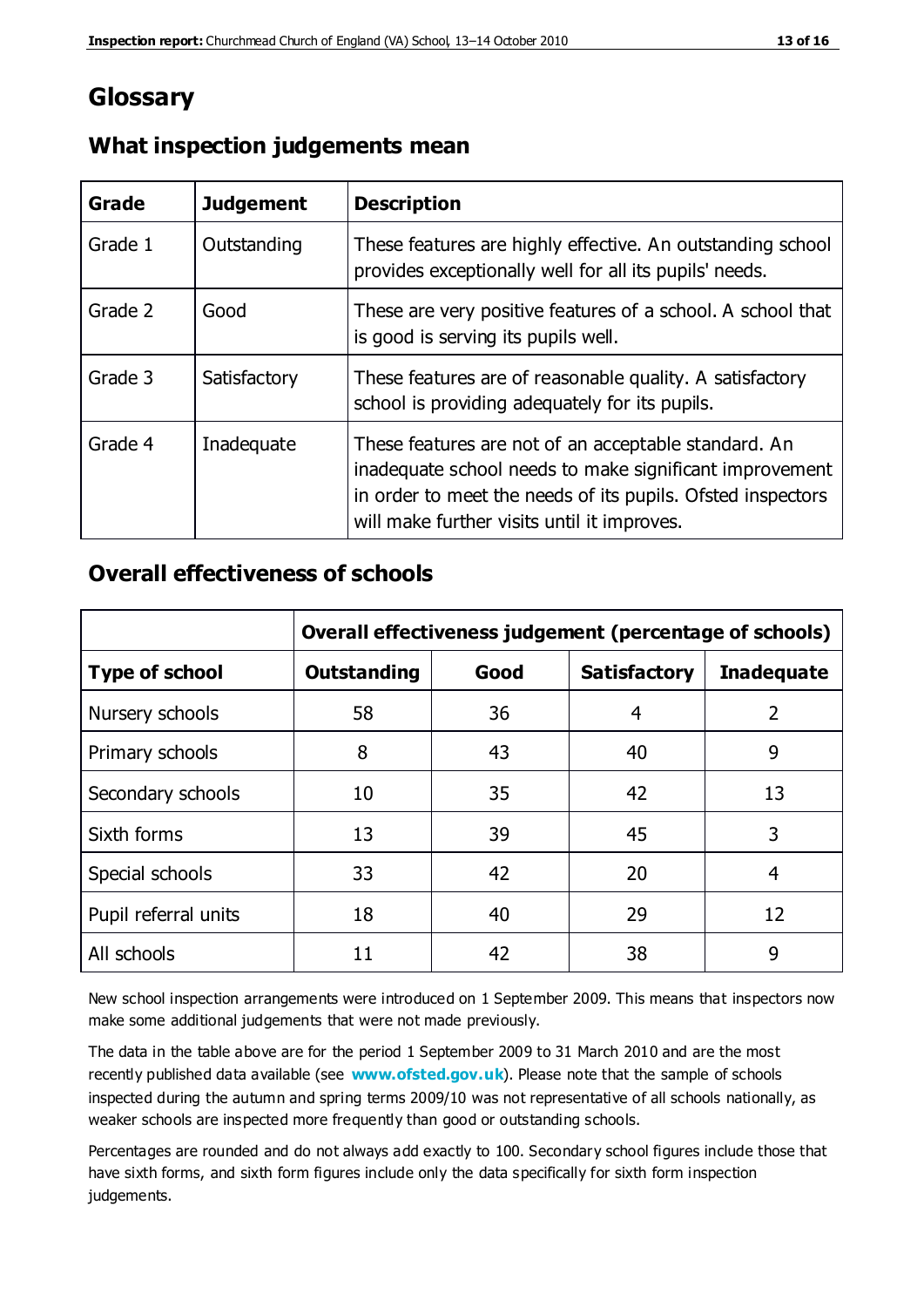# Glossary

## What inspection judgements mean

| Grade | Judgement | Description |
|---|---|---|
| Grade 1 | Outstanding | These features are highly effective. An outstanding school provides exceptionally well for all its pupils' needs. |
| Grade 2 | Good | These are very positive features of a school. A school that is good is serving its pupils well. |
| Grade 3 | Satisfactory | These features are of reasonable quality. A satisfactory school is providing adequately for its pupils. |
| Grade 4 | Inadequate | These features are not of an acceptable standard. An inadequate school needs to make significant improvement in order to meet the needs of its pupils. Ofsted inspectors will make further visits until it improves. |

## Overall effectiveness of schools

| | **Overall effectiveness judgement (percentage of schools)** | | | |
|---|---|---|---|---|
| **Type of school** | **Outstanding** | **Good** | **Satisfactory** | **Inadequate** |
| Nursery schools | 58 | 36 | 4 | 2 |
| Primary schools | 8 | 43 | 40 | 9 |
| Secondary schools | 10 | 35 | 42 | 13 |
| Sixth forms | 13 | 39 | 45 | 3 |
| Special schools | 33 | 42 | 20 | 4 |
| Pupil referral units | 18 | 40 | 29 | 12 |
| All schools | 11 | 42 | 38 | 9 |

New school inspection arrangements were introduced on 1 September 2009. This means that inspectors now make some additional judgements that were not made previously.

The data in the table above are for the period 1 September 2009 to 31 March 2010 and are the most recently published data available (see **www.ofsted.gov.uk**). Please note that the sample of schools inspected during the autumn and spring terms 2009/10 was not representative of all schools nationally, as weaker schools are inspected more frequently than good or outstanding schools.

Percentages are rounded and do not always add exactly to 100. Secondary school figures include those that have sixth forms, and sixth form figures include only the data specifically for sixth form inspection judgements.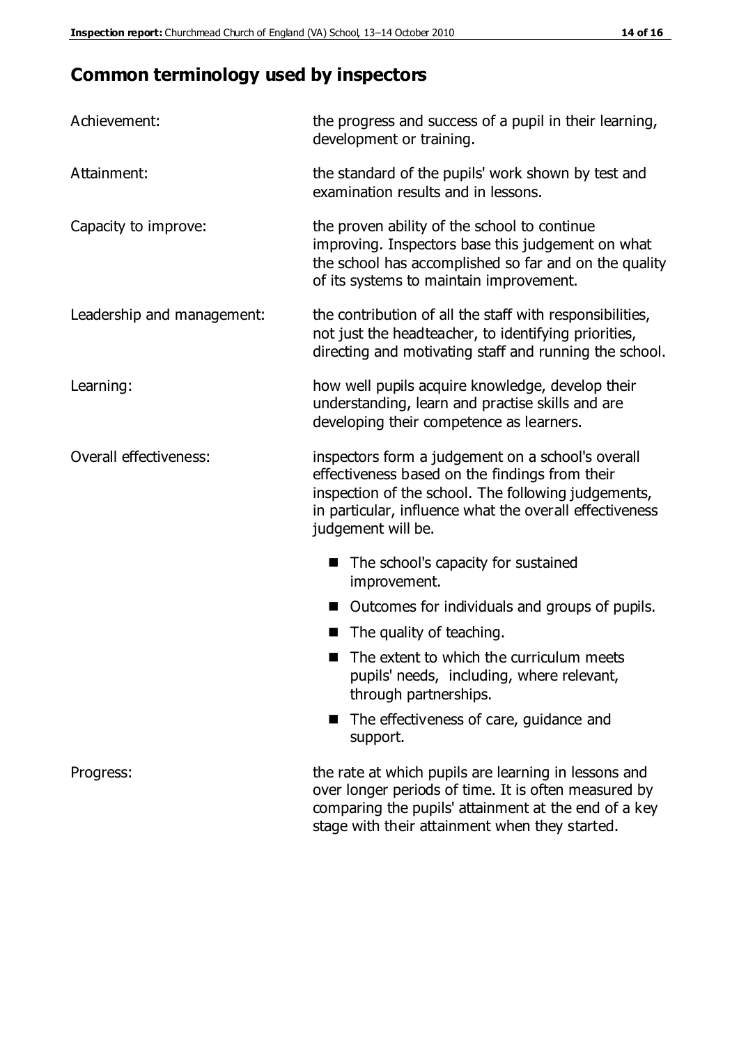# Common terminology used by inspectors

| | |
|---|---|
| Achievement: | the progress and success of a pupil in their learning, development or training. |
| Attainment: | the standard of the pupils' work shown by test and examination results and in lessons. |
| Capacity to improve: | the proven ability of the school to continue improving. Inspectors base this judgement on what the school has accomplished so far and on the quality of its systems to maintain improvement. |
| Leadership and management: | the contribution of all the staff with responsibilities, not just the headteacher, to identifying priorities, directing and motivating staff and running the school. |
| Learning: | how well pupils acquire knowledge, develop their understanding, learn and practise skills and are developing their competence as learners. |
| Overall effectiveness: | inspectors form a judgement on a school's overall effectiveness based on the findings from their inspection of the school. The following judgements, in particular, influence what the overall effectiveness judgement will be. |

- The school's capacity for sustained improvement.
- Outcomes for individuals and groups of pupils.
- The quality of teaching.
- The extent to which the curriculum meets pupils' needs, including, where relevant, through partnerships.
- The effectiveness of care, guidance and support.

| | |
|---|---|
| Progress: | the rate at which pupils are learning in lessons and over longer periods of time. It is often measured by comparing the pupils' attainment at the end of a key stage with their attainment when they started. |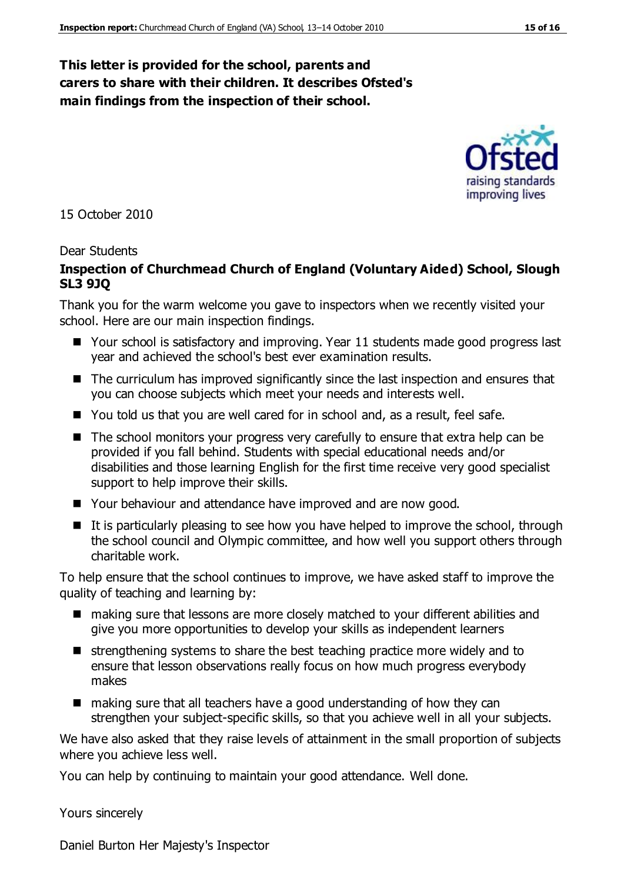**This letter is provided for the school, parents and carers to share with their children. It describes Ofsted's main findings from the inspection of their school.**

15 October 2010

Dear Students

**Inspection of Churchmead Church of England (Voluntary Aided) School, Slough SL3 9JQ**

Thank you for the warm welcome you gave to inspectors when we recently visited your school. Here are our main inspection findings.

- Your school is satisfactory and improving. Year 11 students made good progress last year and achieved the school's best ever examination results.
- The curriculum has improved significantly since the last inspection and ensures that you can choose subjects which meet your needs and interests well.
- You told us that you are well cared for in school and, as a result, feel safe.
- The school monitors your progress very carefully to ensure that extra help can be provided if you fall behind. Students with special educational needs and/or disabilities and those learning English for the first time receive very good specialist support to help improve their skills.
- Your behaviour and attendance have improved and are now good.
- It is particularly pleasing to see how you have helped to improve the school, through the school council and Olympic committee, and how well you support others through charitable work.

To help ensure that the school continues to improve, we have asked staff to improve the quality of teaching and learning by:

- making sure that lessons are more closely matched to your different abilities and give you more opportunities to develop your skills as independent learners
- strengthening systems to share the best teaching practice more widely and to ensure that lesson observations really focus on how much progress everybody makes
- making sure that all teachers have a good understanding of how they can strengthen your subject-specific skills, so that you achieve well in all your subjects.

We have also asked that they raise levels of attainment in the small proportion of subjects where you achieve less well.

You can help by continuing to maintain your good attendance. Well done.

Yours sincerely

Daniel Burton Her Majesty's Inspector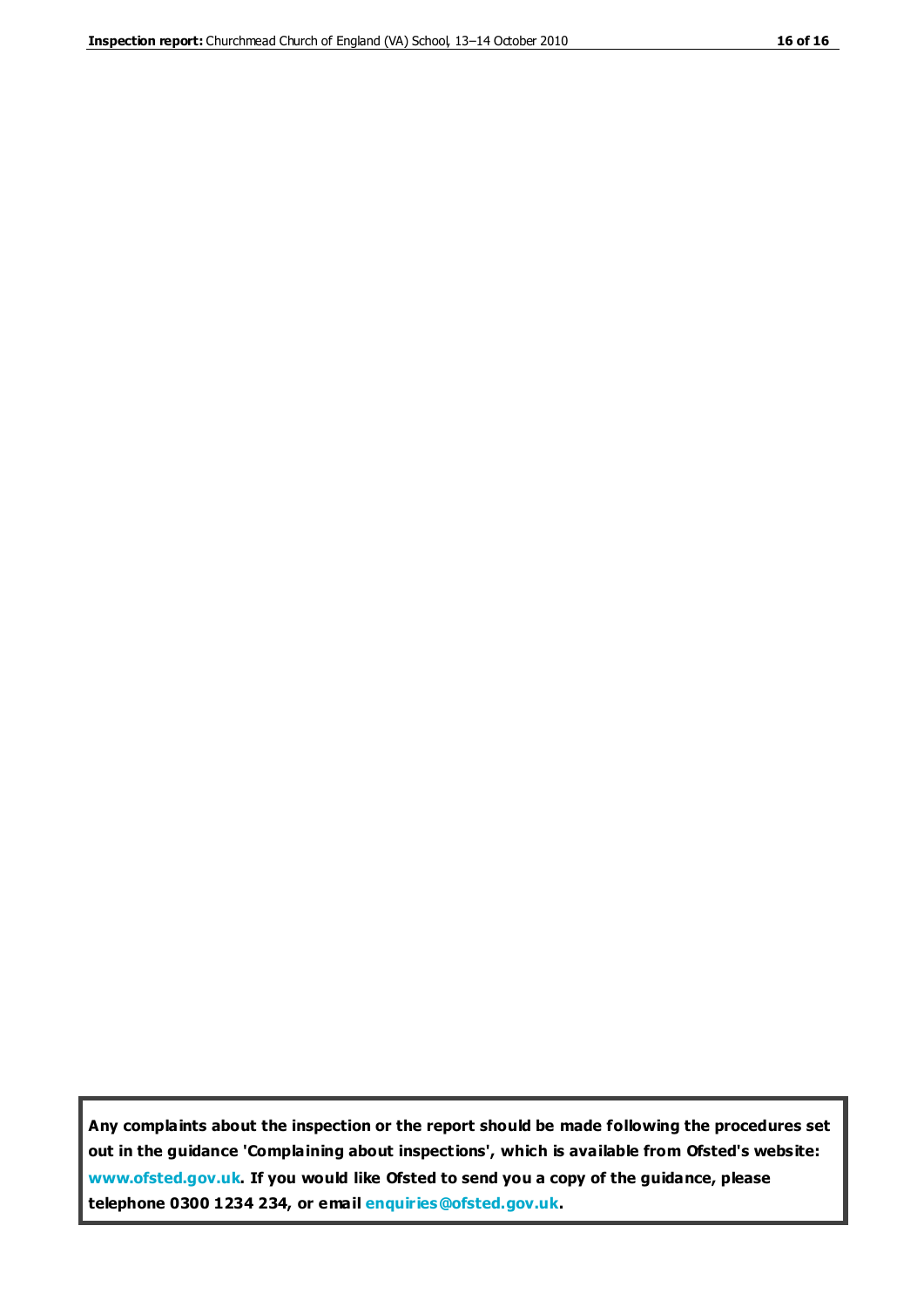**Any complaints about the inspection or the report should be made following the procedures set out in the guidance 'Complaining about inspections', which is available from Ofsted's website: www.ofsted.gov.uk. If you would like Ofsted to send you a copy of the guidance, please telephone 0300 1234 234, or email enquiries@ofsted.gov.uk.**